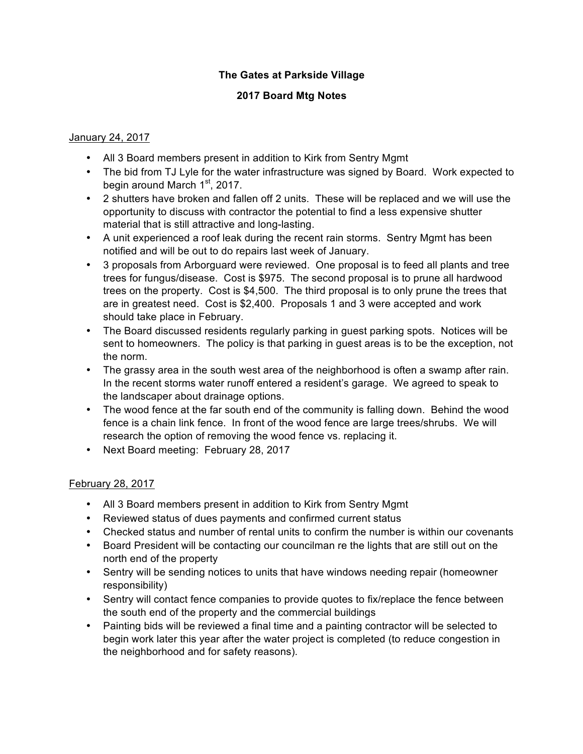# The Gates at Parkside Village

## 2017 Board Mtg Notes

<u>January 24, 2017</u>

- All 3 Board members present in addition to Kirk from Sentry Mgmt
- The bid from TJ Lyle for the water infrastructure was signed by Board. Work expected to begin around March 1st, 2017.
- 2 shutters have broken and fallen off 2 units. These will be replaced and we will use the opportunity to discuss with contractor the potential to find a less expensive shutter material that is still attractive and long-lasting.
- A unit experienced a roof leak during the recent rain storms. Sentry Mgmt has been notified and will be out to do repairs last week of January.
- 3 proposals from Arborguard were reviewed. One proposal is to feed all plants and tree trees for fungus/disease. Cost is $975. The second proposal is to prune all hardwood trees on the property. Cost is $4,500. The third proposal is to only prune the trees that are in greatest need. Cost is $2,400. Proposals 1 and 3 were accepted and work should take place in February.
- The Board discussed residents regularly parking in guest parking spots. Notices will be sent to homeowners. The policy is that parking in guest areas is to be the exception, not the norm.
- The grassy area in the south west area of the neighborhood is often a swamp after rain. In the recent storms water runoff entered a resident's garage. We agreed to speak to the landscaper about drainage options.
- The wood fence at the far south end of the community is falling down. Behind the wood fence is a chain link fence. In front of the wood fence are large trees/shrubs. We will research the option of removing the wood fence vs. replacing it.
- Next Board meeting: February 28, 2017

<u>February 28, 2017</u>

- All 3 Board members present in addition to Kirk from Sentry Mgmt
- Reviewed status of dues payments and confirmed current status
- Checked status and number of rental units to confirm the number is within our covenants
- Board President will be contacting our councilman re the lights that are still out on the north end of the property
- Sentry will be sending notices to units that have windows needing repair (homeowner responsibility)
- Sentry will contact fence companies to provide quotes to fix/replace the fence between the south end of the property and the commercial buildings
- Painting bids will be reviewed a final time and a painting contractor will be selected to begin work later this year after the water project is completed (to reduce congestion in the neighborhood and for safety reasons).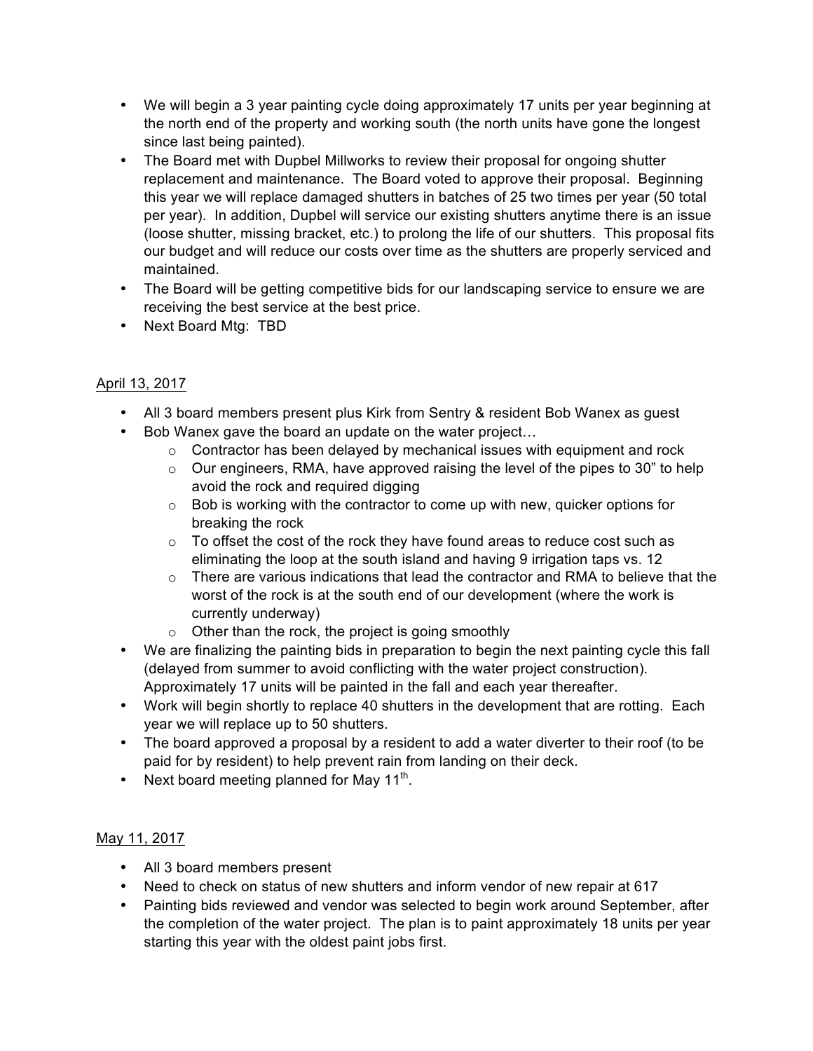- We will begin a 3 year painting cycle doing approximately 17 units per year beginning at the north end of the property and working south (the north units have gone the longest since last being painted).
- The Board met with Dupbel Millworks to review their proposal for ongoing shutter replacement and maintenance. The Board voted to approve their proposal. Beginning this year we will replace damaged shutters in batches of 25 two times per year (50 total per year). In addition, Dupbel will service our existing shutters anytime there is an issue (loose shutter, missing bracket, etc.) to prolong the life of our shutters. This proposal fits our budget and will reduce our costs over time as the shutters are properly serviced and maintained.
- The Board will be getting competitive bids for our landscaping service to ensure we are receiving the best service at the best price.
- Next Board Mtg: TBD

<u>April 13, 2017</u>

- All 3 board members present plus Kirk from Sentry & resident Bob Wanex as guest
- Bob Wanex gave the board an update on the water project…
  - Contractor has been delayed by mechanical issues with equipment and rock
  - Our engineers, RMA, have approved raising the level of the pipes to 30" to help avoid the rock and required digging
  - Bob is working with the contractor to come up with new, quicker options for breaking the rock
  - To offset the cost of the rock they have found areas to reduce cost such as eliminating the loop at the south island and having 9 irrigation taps vs. 12
  - There are various indications that lead the contractor and RMA to believe that the worst of the rock is at the south end of our development (where the work is currently underway)
  - Other than the rock, the project is going smoothly
- We are finalizing the painting bids in preparation to begin the next painting cycle this fall (delayed from summer to avoid conflicting with the water project construction). Approximately 17 units will be painted in the fall and each year thereafter.
- Work will begin shortly to replace 40 shutters in the development that are rotting. Each year we will replace up to 50 shutters.
- The board approved a proposal by a resident to add a water diverter to their roof (to be paid for by resident) to help prevent rain from landing on their deck.
- Next board meeting planned for May 11th.

<u>May 11, 2017</u>

- All 3 board members present
- Need to check on status of new shutters and inform vendor of new repair at 617
- Painting bids reviewed and vendor was selected to begin work around September, after the completion of the water project. The plan is to paint approximately 18 units per year starting this year with the oldest paint jobs first.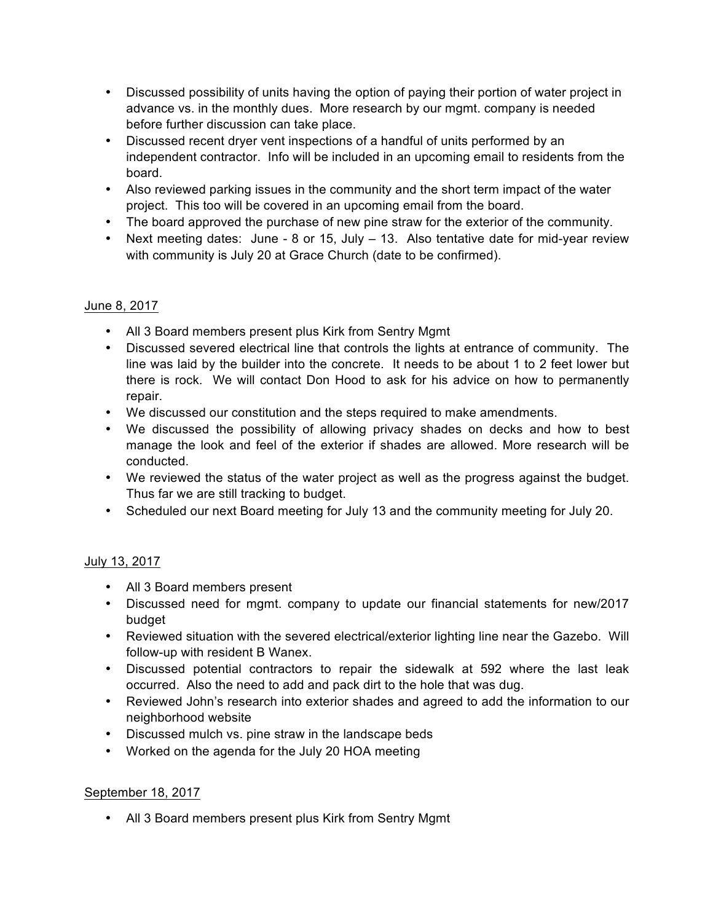- Discussed possibility of units having the option of paying their portion of water project in advance vs. in the monthly dues. More research by our mgmt. company is needed before further discussion can take place.
- Discussed recent dryer vent inspections of a handful of units performed by an independent contractor. Info will be included in an upcoming email to residents from the board.
- Also reviewed parking issues in the community and the short term impact of the water project. This too will be covered in an upcoming email from the board.
- The board approved the purchase of new pine straw for the exterior of the community.
- Next meeting dates: June - 8 or 15, July – 13. Also tentative date for mid-year review with community is July 20 at Grace Church (date to be confirmed).

<u>June 8, 2017</u>

- All 3 Board members present plus Kirk from Sentry Mgmt
- Discussed severed electrical line that controls the lights at entrance of community. The line was laid by the builder into the concrete. It needs to be about 1 to 2 feet lower but there is rock. We will contact Don Hood to ask for his advice on how to permanently repair.
- We discussed our constitution and the steps required to make amendments.
- We discussed the possibility of allowing privacy shades on decks and how to best manage the look and feel of the exterior if shades are allowed. More research will be conducted.
- We reviewed the status of the water project as well as the progress against the budget. Thus far we are still tracking to budget.
- Scheduled our next Board meeting for July 13 and the community meeting for July 20.

<u>July 13, 2017</u>

- All 3 Board members present
- Discussed need for mgmt. company to update our financial statements for new/2017 budget
- Reviewed situation with the severed electrical/exterior lighting line near the Gazebo. Will follow-up with resident B Wanex.
- Discussed potential contractors to repair the sidewalk at 592 where the last leak occurred. Also the need to add and pack dirt to the hole that was dug.
- Reviewed John's research into exterior shades and agreed to add the information to our neighborhood website
- Discussed mulch vs. pine straw in the landscape beds
- Worked on the agenda for the July 20 HOA meeting

<u>September 18, 2017</u>

- All 3 Board members present plus Kirk from Sentry Mgmt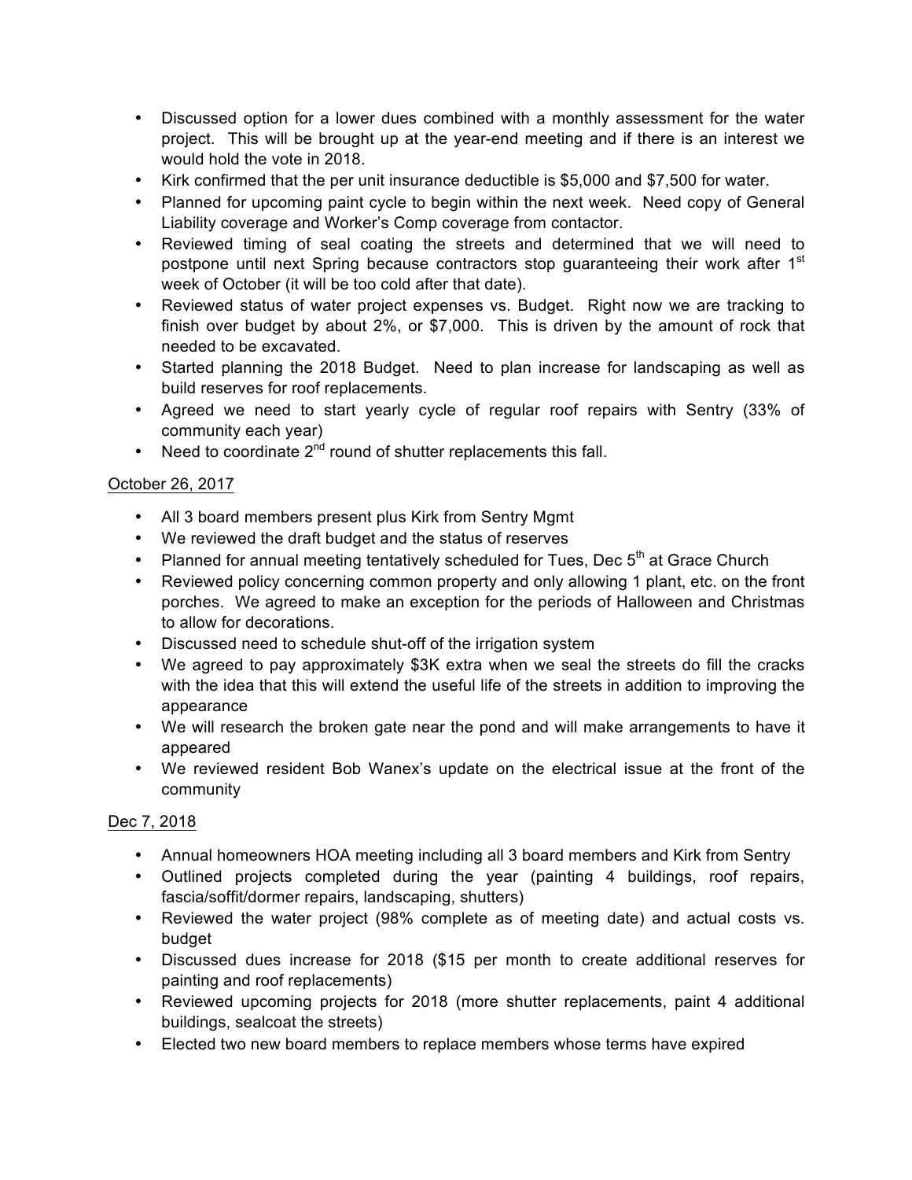- Discussed option for a lower dues combined with a monthly assessment for the water project. This will be brought up at the year-end meeting and if there is an interest we would hold the vote in 2018.
- Kirk confirmed that the per unit insurance deductible is $5,000 and $7,500 for water.
- Planned for upcoming paint cycle to begin within the next week. Need copy of General Liability coverage and Worker's Comp coverage from contactor.
- Reviewed timing of seal coating the streets and determined that we will need to postpone until next Spring because contractors stop guaranteeing their work after 1st week of October (it will be too cold after that date).
- Reviewed status of water project expenses vs. Budget. Right now we are tracking to finish over budget by about 2%, or $7,000. This is driven by the amount of rock that needed to be excavated.
- Started planning the 2018 Budget. Need to plan increase for landscaping as well as build reserves for roof replacements.
- Agreed we need to start yearly cycle of regular roof repairs with Sentry (33% of community each year)
- Need to coordinate 2nd round of shutter replacements this fall.

<u>October 26, 2017</u>

- All 3 board members present plus Kirk from Sentry Mgmt
- We reviewed the draft budget and the status of reserves
- Planned for annual meeting tentatively scheduled for Tues, Dec 5th at Grace Church
- Reviewed policy concerning common property and only allowing 1 plant, etc. on the front porches. We agreed to make an exception for the periods of Halloween and Christmas to allow for decorations.
- Discussed need to schedule shut-off of the irrigation system
- We agreed to pay approximately $3K extra when we seal the streets do fill the cracks with the idea that this will extend the useful life of the streets in addition to improving the appearance
- We will research the broken gate near the pond and will make arrangements to have it appeared
- We reviewed resident Bob Wanex's update on the electrical issue at the front of the community

<u>Dec 7, 2018</u>

- Annual homeowners HOA meeting including all 3 board members and Kirk from Sentry
- Outlined projects completed during the year (painting 4 buildings, roof repairs, fascia/soffit/dormer repairs, landscaping, shutters)
- Reviewed the water project (98% complete as of meeting date) and actual costs vs. budget
- Discussed dues increase for 2018 ($15 per month to create additional reserves for painting and roof replacements)
- Reviewed upcoming projects for 2018 (more shutter replacements, paint 4 additional buildings, sealcoat the streets)
- Elected two new board members to replace members whose terms have expired